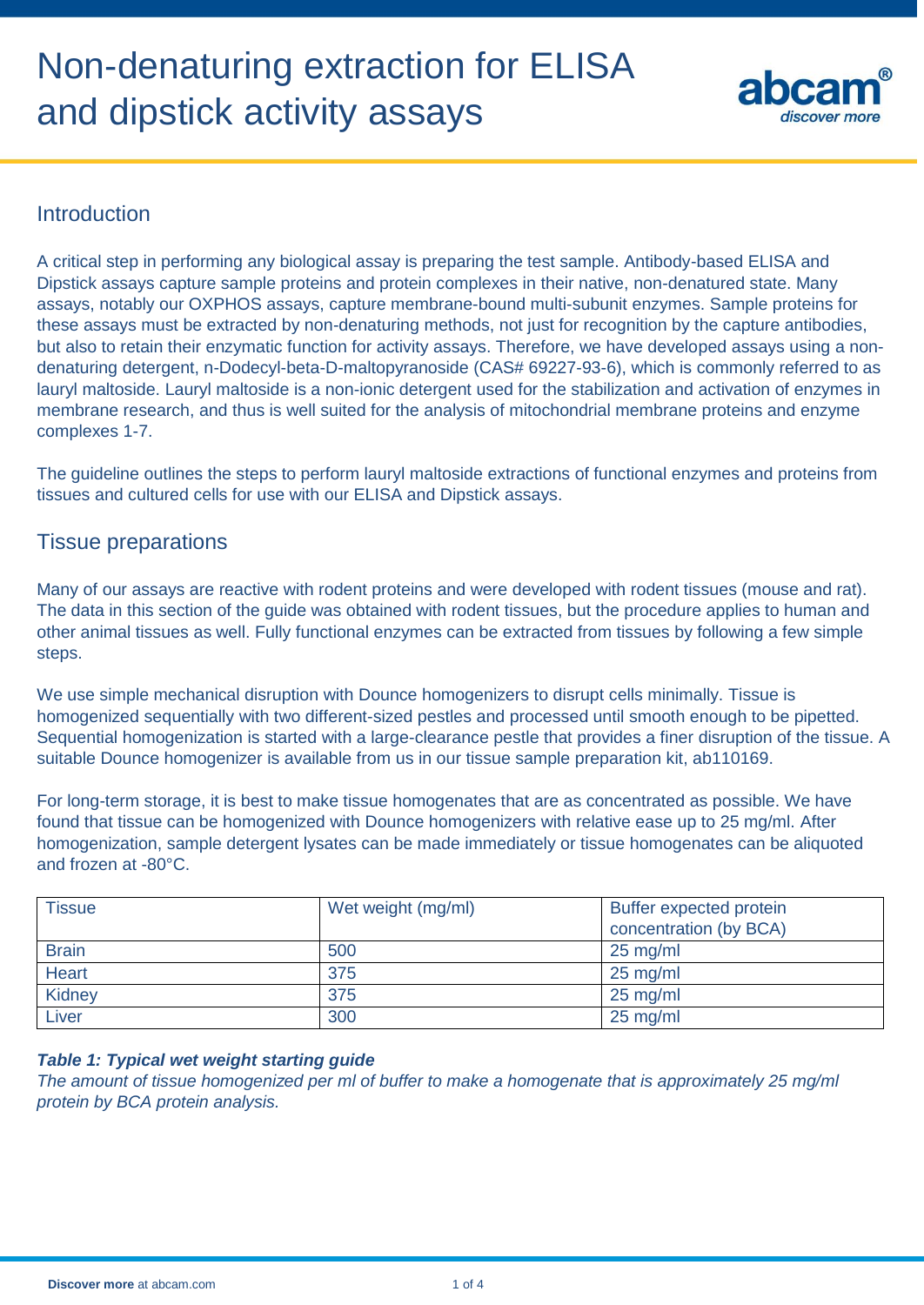# Non-denaturing extraction for ELISA and dipstick activity assays

## Introduction

A critical step in performing any biological assay is preparing the test sample. Antibody-based ELISA and Dipstick assays capture sample proteins and protein complexes in their native, non-denatured state. Many assays, notably our OXPHOS assays, capture membrane-bound multi-subunit enzymes. Sample proteins for these assays must be extracted by non-denaturing methods, not just for recognition by the capture antibodies, but also to retain their enzymatic function for activity assays. Therefore, we have developed assays using a non-denaturing detergent, n-Dodecyl-beta-D-maltopyranoside (CAS# 69227-93-6), which is commonly referred to as lauryl maltoside. Lauryl maltoside is a non-ionic detergent used for the stabilization and activation of enzymes in membrane research, and thus is well suited for the analysis of mitochondrial membrane proteins and enzyme complexes 1-7.

The guideline outlines the steps to perform lauryl maltoside extractions of functional enzymes and proteins from tissues and cultured cells for use with our ELISA and Dipstick assays.

## Tissue preparations

Many of our assays are reactive with rodent proteins and were developed with rodent tissues (mouse and rat). The data in this section of the guide was obtained with rodent tissues, but the procedure applies to human and other animal tissues as well. Fully functional enzymes can be extracted from tissues by following a few simple steps.

We use simple mechanical disruption with Dounce homogenizers to disrupt cells minimally. Tissue is homogenized sequentially with two different-sized pestles and processed until smooth enough to be pipetted. Sequential homogenization is started with a large-clearance pestle that provides a finer disruption of the tissue. A suitable Dounce homogenizer is available from us in our tissue sample preparation kit, ab110169.

For long-term storage, it is best to make tissue homogenates that are as concentrated as possible. We have found that tissue can be homogenized with Dounce homogenizers with relative ease up to 25 mg/ml. After homogenization, sample detergent lysates can be made immediately or tissue homogenates can be aliquoted and frozen at -80°C.

| Tissue | Wet weight (mg/ml) | Buffer expected protein concentration (by BCA) |
|---|---|---|
| Brain | 500 | 25 mg/ml |
| Heart | 375 | 25 mg/ml |
| Kidney | 375 | 25 mg/ml |
| Liver | 300 | 25 mg/ml |

***Table 1: Typical wet weight starting guide***

*The amount of tissue homogenized per ml of buffer to make a homogenate that is approximately 25 mg/ml protein by BCA protein analysis.*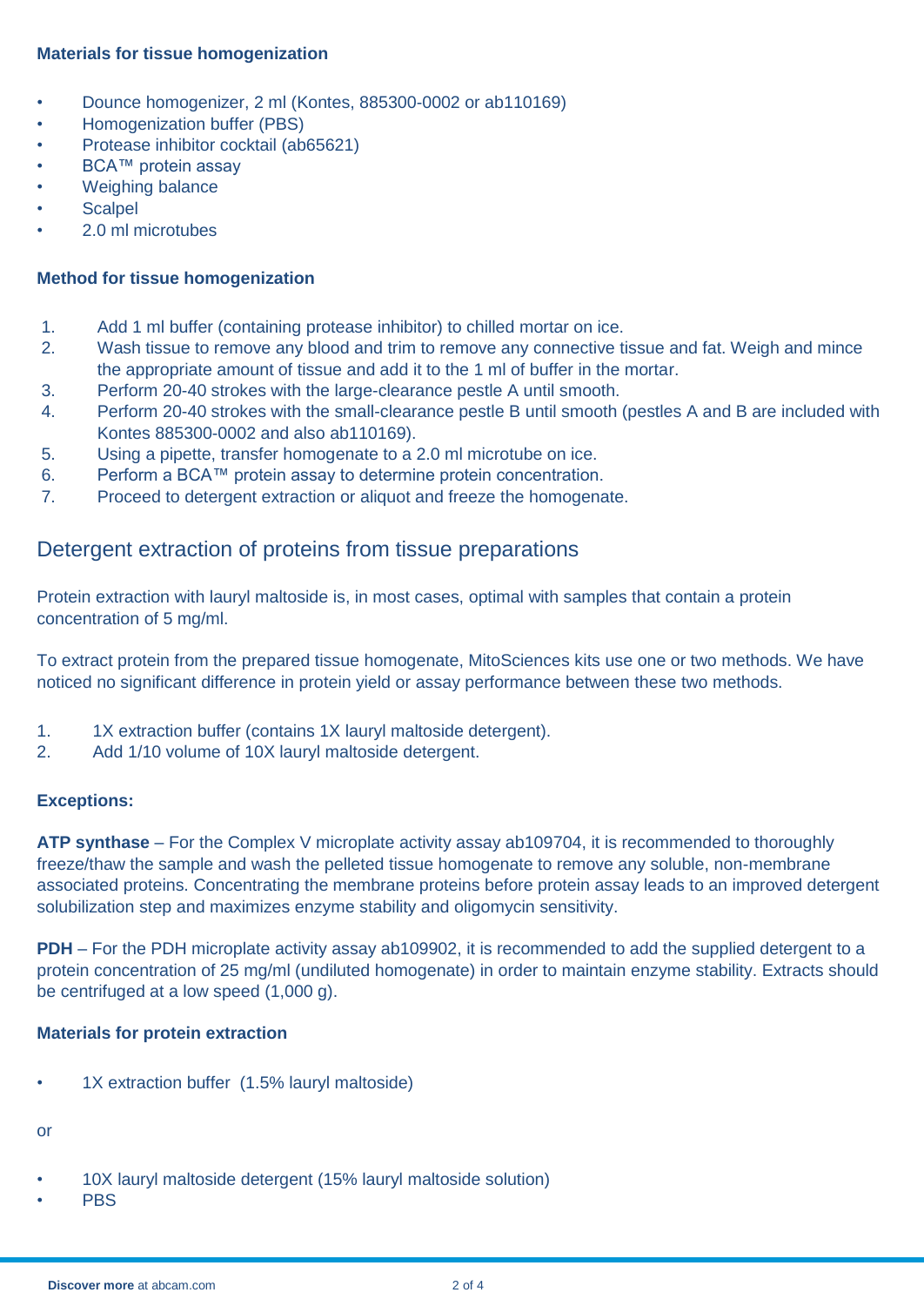**Materials for tissue homogenization**

- Dounce homogenizer, 2 ml (Kontes, 885300-0002 or ab110169)
- Homogenization buffer (PBS)
- Protease inhibitor cocktail (ab65621)
- BCA™ protein assay
- Weighing balance
- Scalpel
- 2.0 ml microtubes

**Method for tissue homogenization**

1. Add 1 ml buffer (containing protease inhibitor) to chilled mortar on ice.
2. Wash tissue to remove any blood and trim to remove any connective tissue and fat. Weigh and mince the appropriate amount of tissue and add it to the 1 ml of buffer in the mortar.
3. Perform 20-40 strokes with the large-clearance pestle A until smooth.
4. Perform 20-40 strokes with the small-clearance pestle B until smooth (pestles A and B are included with Kontes 885300-0002 and also ab110169).
5. Using a pipette, transfer homogenate to a 2.0 ml microtube on ice.
6. Perform a BCA™ protein assay to determine protein concentration.
7. Proceed to detergent extraction or aliquot and freeze the homogenate.

## Detergent extraction of proteins from tissue preparations

Protein extraction with lauryl maltoside is, in most cases, optimal with samples that contain a protein concentration of 5 mg/ml.

To extract protein from the prepared tissue homogenate, MitoSciences kits use one or two methods. We have noticed no significant difference in protein yield or assay performance between these two methods.

1. 1X extraction buffer (contains 1X lauryl maltoside detergent).
2. Add 1/10 volume of 10X lauryl maltoside detergent.

**Exceptions:**

**ATP synthase** – For the Complex V microplate activity assay ab109704, it is recommended to thoroughly freeze/thaw the sample and wash the pelleted tissue homogenate to remove any soluble, non-membrane associated proteins. Concentrating the membrane proteins before protein assay leads to an improved detergent solubilization step and maximizes enzyme stability and oligomycin sensitivity.

**PDH** – For the PDH microplate activity assay ab109902, it is recommended to add the supplied detergent to a protein concentration of 25 mg/ml (undiluted homogenate) in order to maintain enzyme stability. Extracts should be centrifuged at a low speed (1,000 g).

**Materials for protein extraction**

- 1X extraction buffer (1.5% lauryl maltoside)

or

- 10X lauryl maltoside detergent (15% lauryl maltoside solution)
- PBS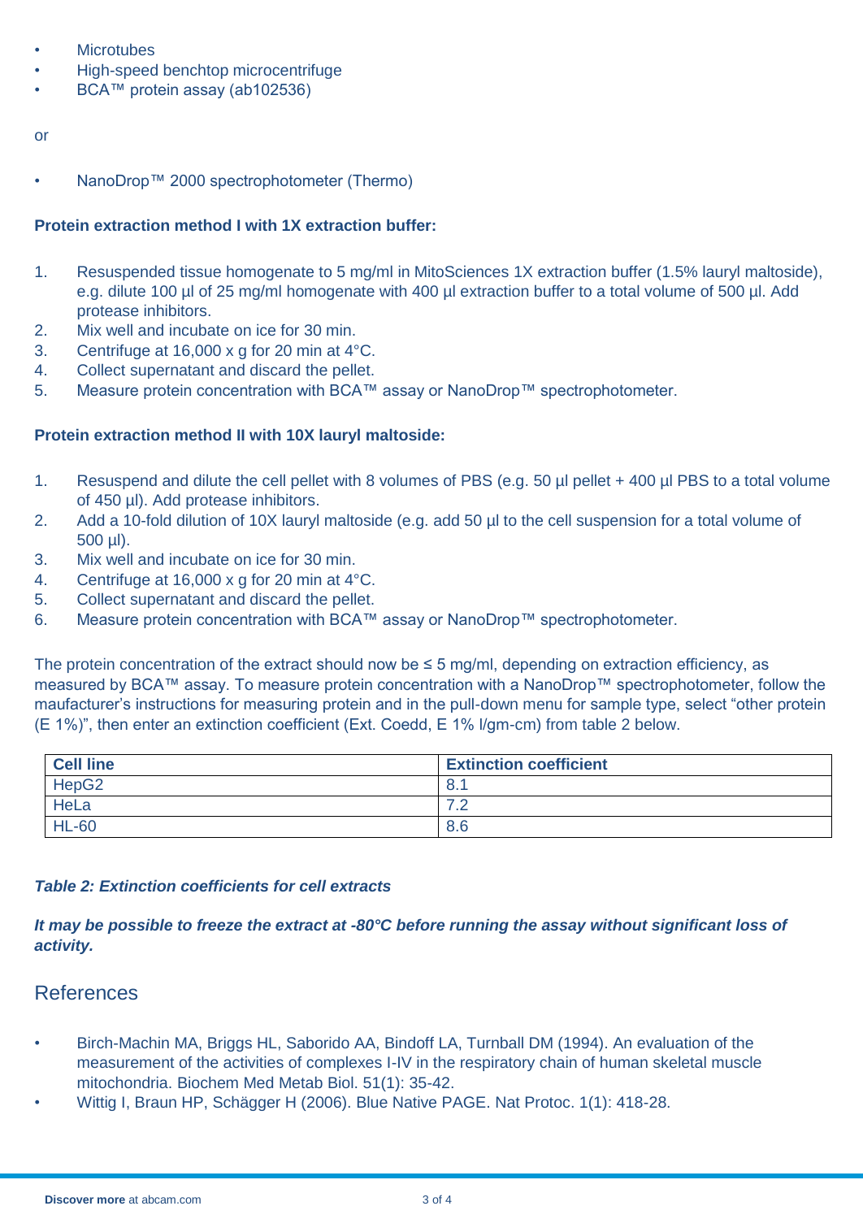- Microtubes
- High-speed benchtop microcentrifuge
- BCA™ protein assay (ab102536)

or

- NanoDrop™ 2000 spectrophotometer (Thermo)

**Protein extraction method I with 1X extraction buffer:**

1. Resuspended tissue homogenate to 5 mg/ml in MitoSciences 1X extraction buffer (1.5% lauryl maltoside), e.g. dilute 100 µl of 25 mg/ml homogenate with 400 µl extraction buffer to a total volume of 500 µl. Add protease inhibitors.
2. Mix well and incubate on ice for 30 min.
3. Centrifuge at 16,000 x g for 20 min at 4°C.
4. Collect supernatant and discard the pellet.
5. Measure protein concentration with BCA™ assay or NanoDrop™ spectrophotometer.

**Protein extraction method II with 10X lauryl maltoside:**

1. Resuspend and dilute the cell pellet with 8 volumes of PBS (e.g. 50 µl pellet + 400 µl PBS to a total volume of 450 µl). Add protease inhibitors.
2. Add a 10-fold dilution of 10X lauryl maltoside (e.g. add 50 µl to the cell suspension for a total volume of 500 µl).
3. Mix well and incubate on ice for 30 min.
4. Centrifuge at 16,000 x g for 20 min at 4°C.
5. Collect supernatant and discard the pellet.
6. Measure protein concentration with BCA™ assay or NanoDrop™ spectrophotometer.

The protein concentration of the extract should now be ≤ 5 mg/ml, depending on extraction efficiency, as measured by BCA™ assay. To measure protein concentration with a NanoDrop™ spectrophotometer, follow the maufacturer's instructions for measuring protein and in the pull-down menu for sample type, select "other protein (E 1%)", then enter an extinction coefficient (Ext. Coedd, E 1% l/gm-cm) from table 2 below.

| Cell line | Extinction coefficient |
| --- | --- |
| HepG2 | 8.1 |
| HeLa | 7.2 |
| HL-60 | 8.6 |

***Table 2: Extinction coefficients for cell extracts***

***It may be possible to freeze the extract at -80°C before running the assay without significant loss of activity.***

## References

- Birch-Machin MA, Briggs HL, Saborido AA, Bindoff LA, Turnball DM (1994). An evaluation of the measurement of the activities of complexes I-IV in the respiratory chain of human skeletal muscle mitochondria. Biochem Med Metab Biol. 51(1): 35-42.
- Wittig I, Braun HP, Schägger H (2006). Blue Native PAGE. Nat Protoc. 1(1): 418-28.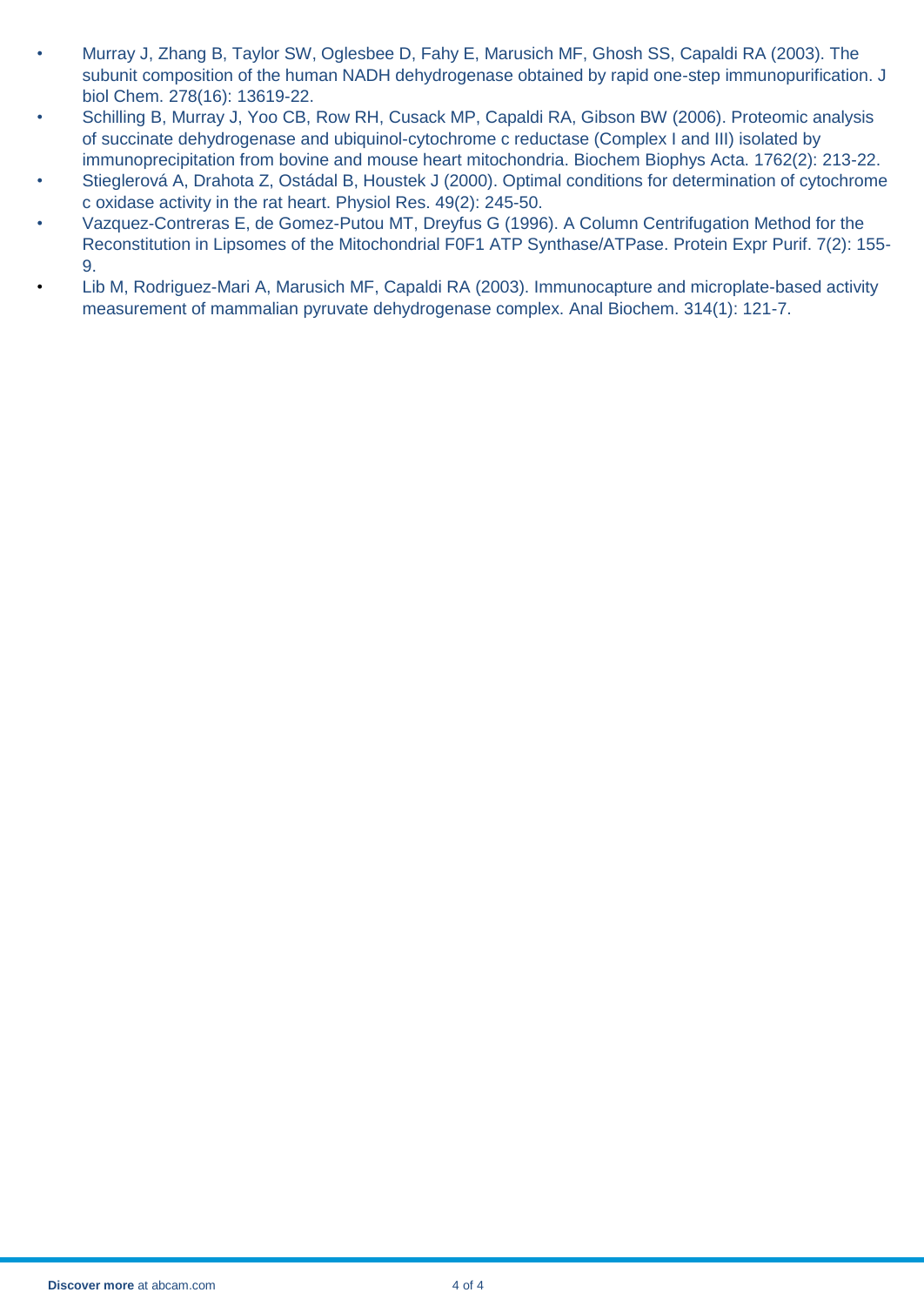- Murray J, Zhang B, Taylor SW, Oglesbee D, Fahy E, Marusich MF, Ghosh SS, Capaldi RA (2003). The subunit composition of the human NADH dehydrogenase obtained by rapid one-step immunopurification. J biol Chem. 278(16): 13619-22.
- Schilling B, Murray J, Yoo CB, Row RH, Cusack MP, Capaldi RA, Gibson BW (2006). Proteomic analysis of succinate dehydrogenase and ubiquinol-cytochrome c reductase (Complex I and III) isolated by immunoprecipitation from bovine and mouse heart mitochondria. Biochem Biophys Acta. 1762(2): 213-22.
- Stieglerová A, Drahota Z, Ostádal B, Houstek J (2000). Optimal conditions for determination of cytochrome c oxidase activity in the rat heart. Physiol Res. 49(2): 245-50.
- Vazquez-Contreras E, de Gomez-Putou MT, Dreyfus G (1996). A Column Centrifugation Method for the Reconstitution in Lipsomes of the Mitochondrial F0F1 ATP Synthase/ATPase. Protein Expr Purif. 7(2): 155-9.
- Lib M, Rodriguez-Mari A, Marusich MF, Capaldi RA (2003). Immunocapture and microplate-based activity measurement of mammalian pyruvate dehydrogenase complex. Anal Biochem. 314(1): 121-7.